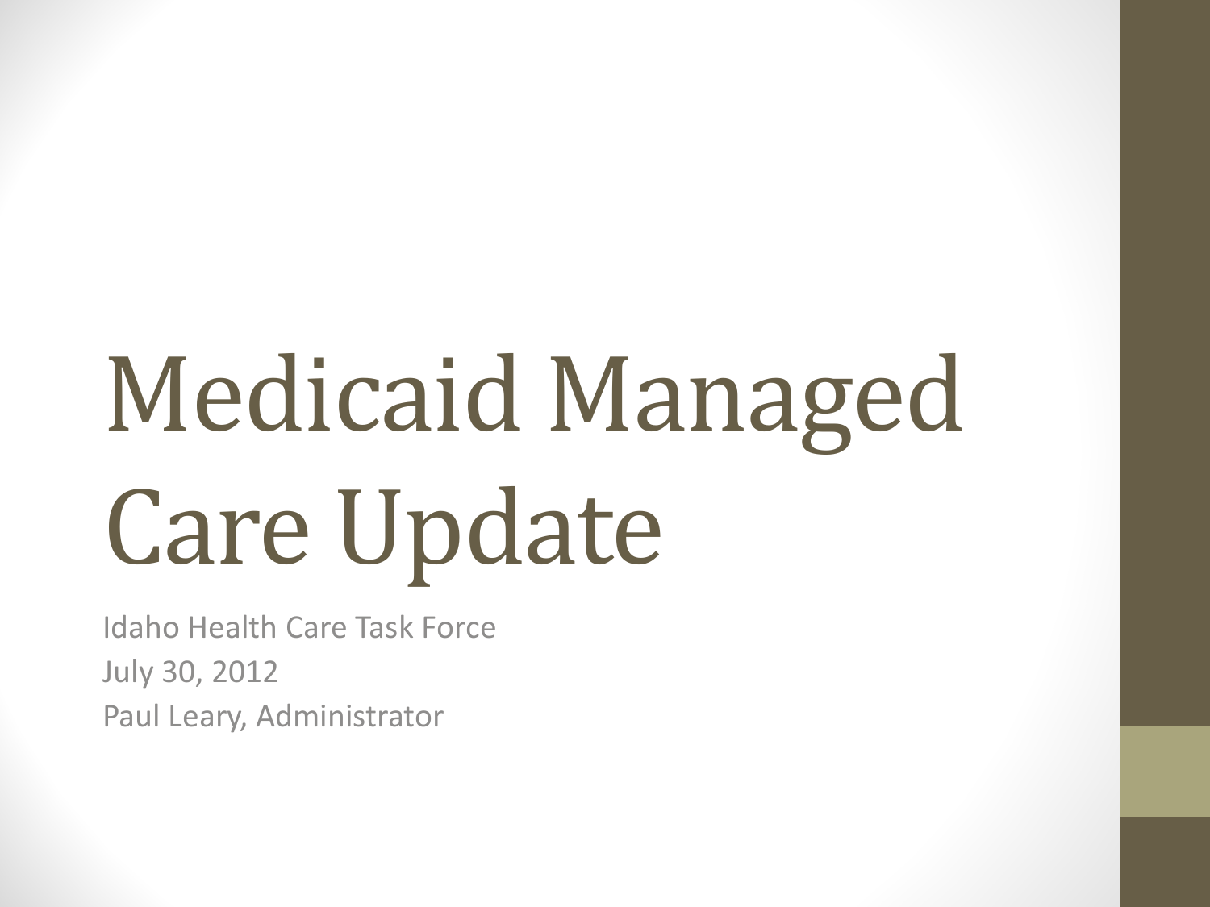# Medicaid Managed Care Update

Idaho Health Care Task Force

July 30, 2012

Paul Leary, Administrator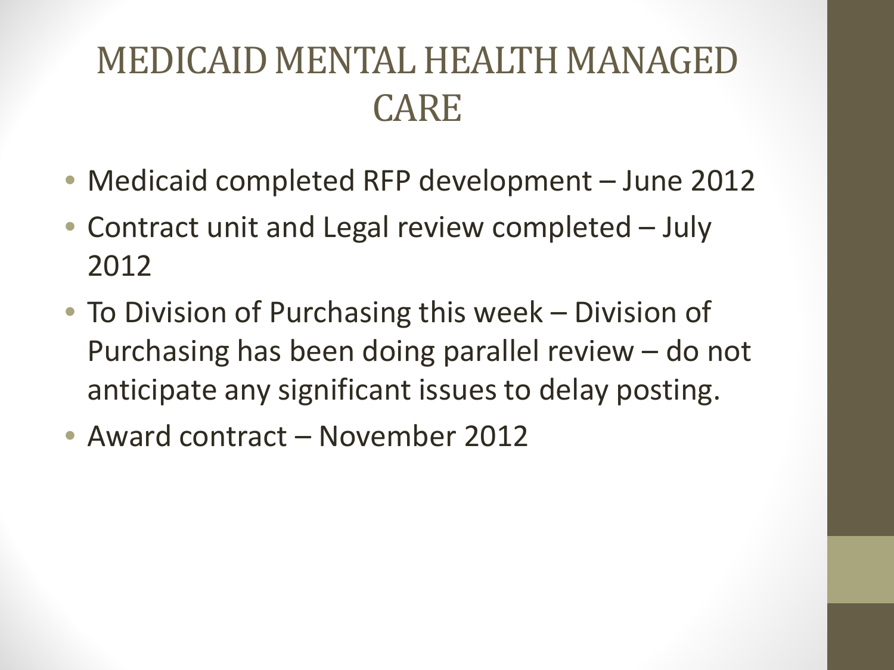# MEDICAID MENTAL HEALTH MANAGED CARE

- Medicaid completed RFP development – June 2012
- Contract unit and Legal review completed – July 2012
- To Division of Purchasing this week – Division of Purchasing has been doing parallel review – do not anticipate any significant issues to delay posting.
- Award contract – November 2012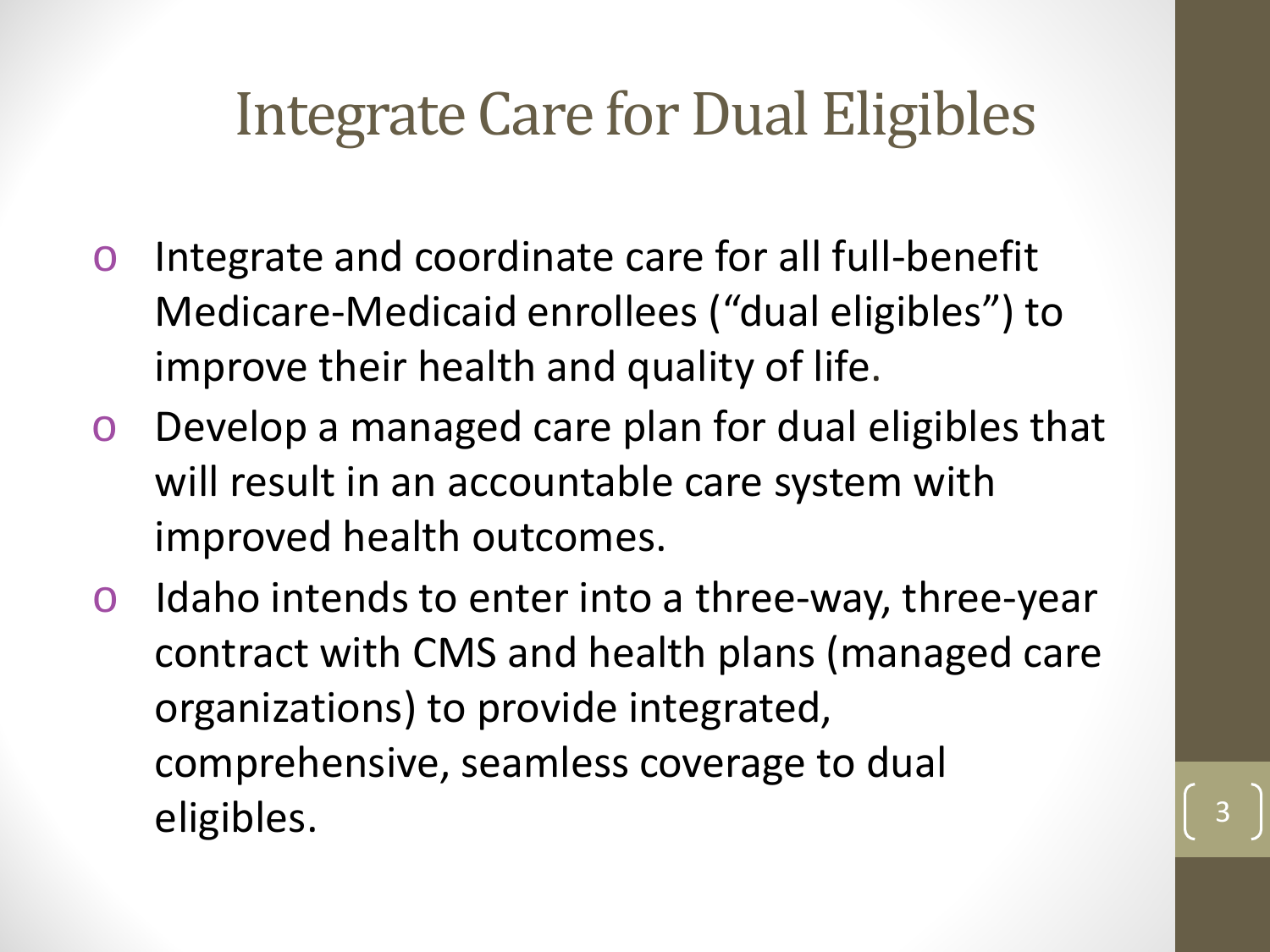# Integrate Care for Dual Eligibles

- Integrate and coordinate care for all full-benefit Medicare-Medicaid enrollees (“dual eligibles”) to improve their health and quality of life.
- Develop a managed care plan for dual eligibles that will result in an accountable care system with improved health outcomes.
- Idaho intends to enter into a three-way, three-year contract with CMS and health plans (managed care organizations) to provide integrated, comprehensive, seamless coverage to dual eligibles.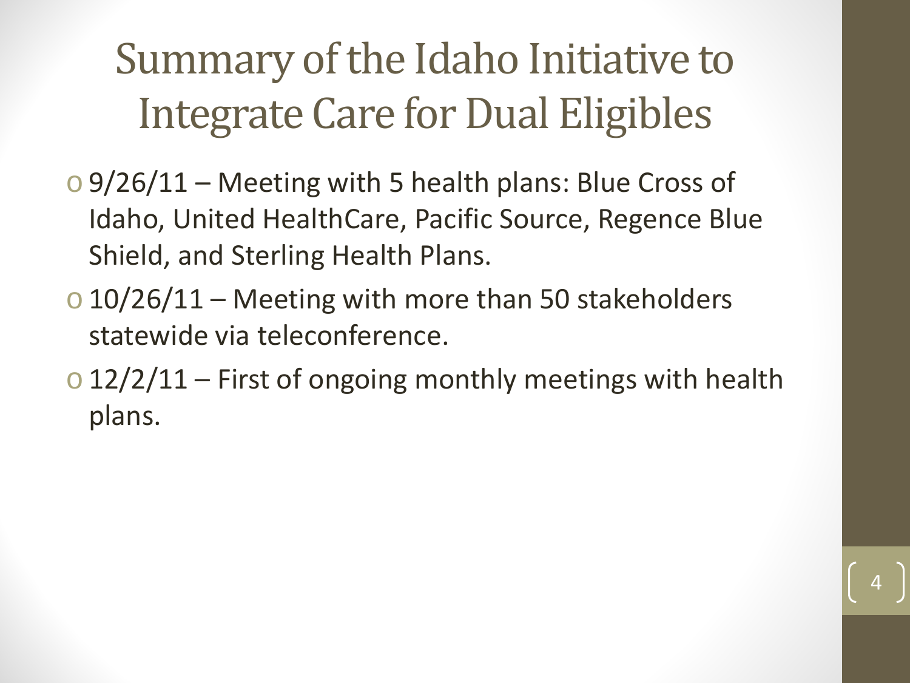# Summary of the Idaho Initiative to Integrate Care for Dual Eligibles

- 9/26/11 – Meeting with 5 health plans: Blue Cross of Idaho, United HealthCare, Pacific Source, Regence Blue Shield, and Sterling Health Plans.
- 10/26/11 – Meeting with more than 50 stakeholders statewide via teleconference.
- 12/2/11 – First of ongoing monthly meetings with health plans.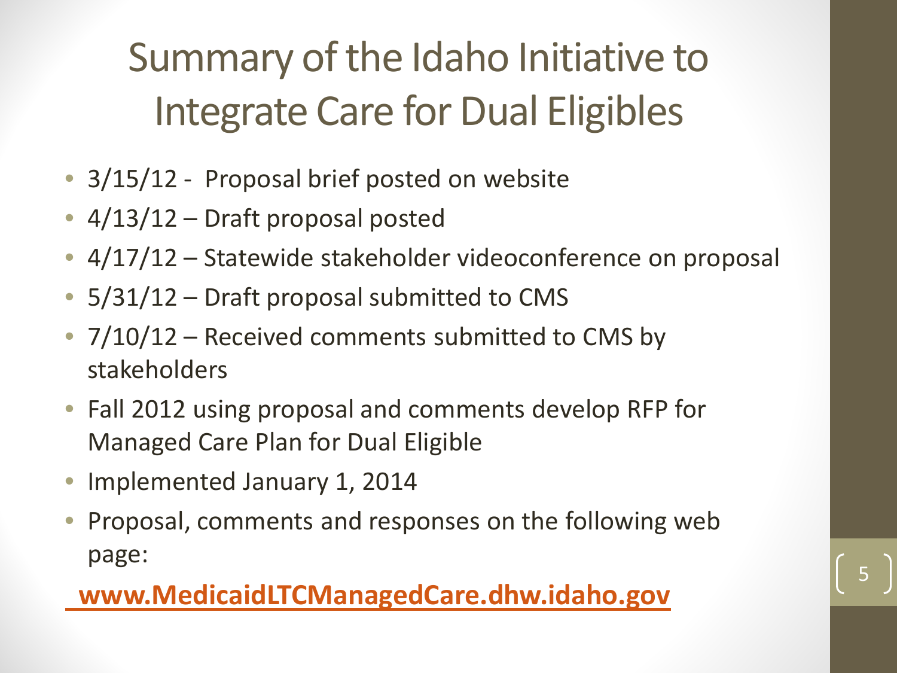# Summary of the Idaho Initiative to Integrate Care for Dual Eligibles

- 3/15/12 - Proposal brief posted on website
- 4/13/12 – Draft proposal posted
- 4/17/12 – Statewide stakeholder videoconference on proposal
- 5/31/12 – Draft proposal submitted to CMS
- 7/10/12 – Received comments submitted to CMS by stakeholders
- Fall 2012 using proposal and comments develop RFP for Managed Care Plan for Dual Eligible
- Implemented January 1, 2014
- Proposal, comments and responses on the following web page:

**www.MedicaidLTCManagedCare.dhw.idaho.gov**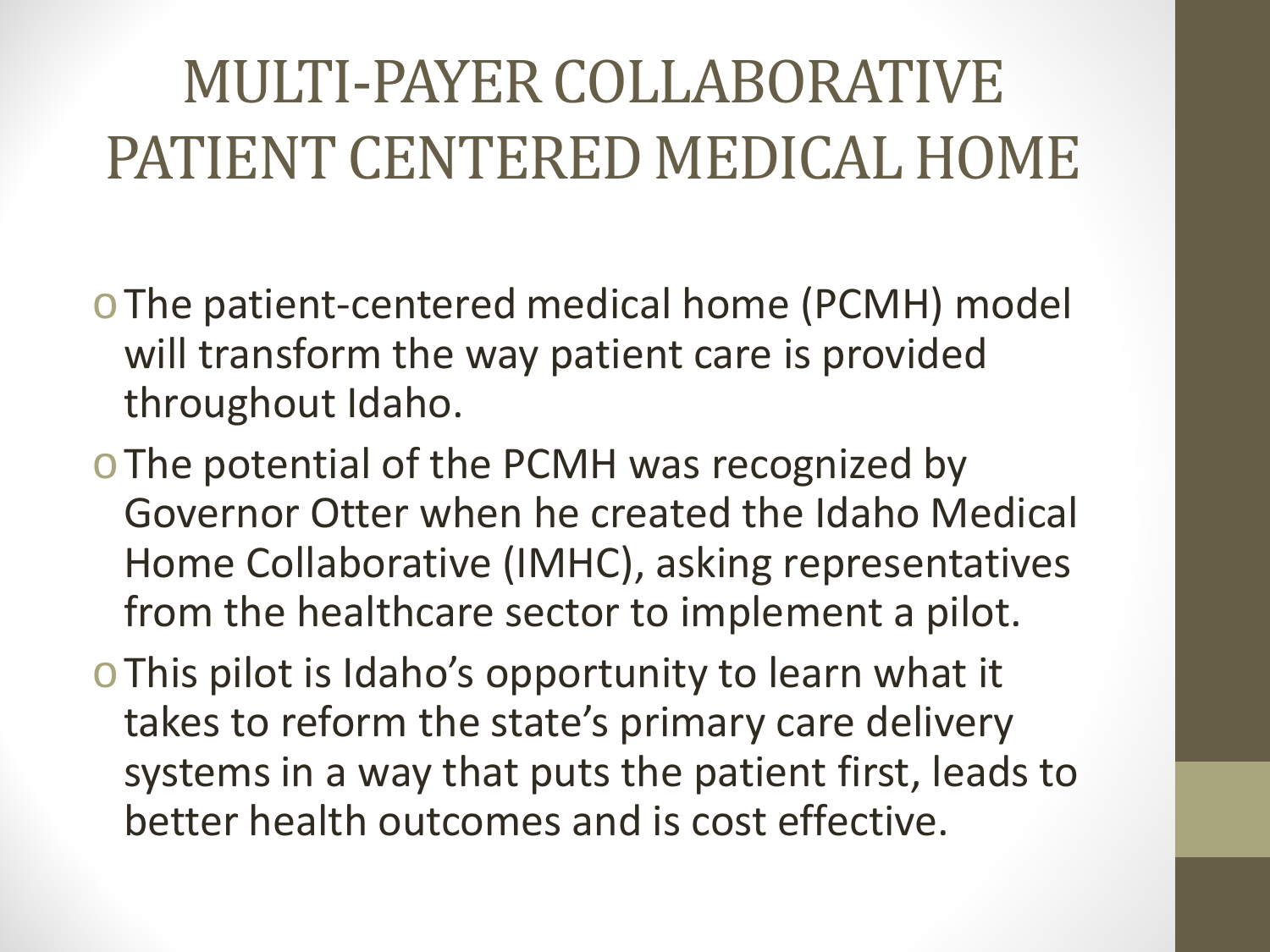# MULTI-PAYER COLLABORATIVE PATIENT CENTERED MEDICAL HOME

- The patient-centered medical home (PCMH) model will transform the way patient care is provided throughout Idaho.
- The potential of the PCMH was recognized by Governor Otter when he created the Idaho Medical Home Collaborative (IMHC), asking representatives from the healthcare sector to implement a pilot.
- This pilot is Idaho's opportunity to learn what it takes to reform the state's primary care delivery systems in a way that puts the patient first, leads to better health outcomes and is cost effective.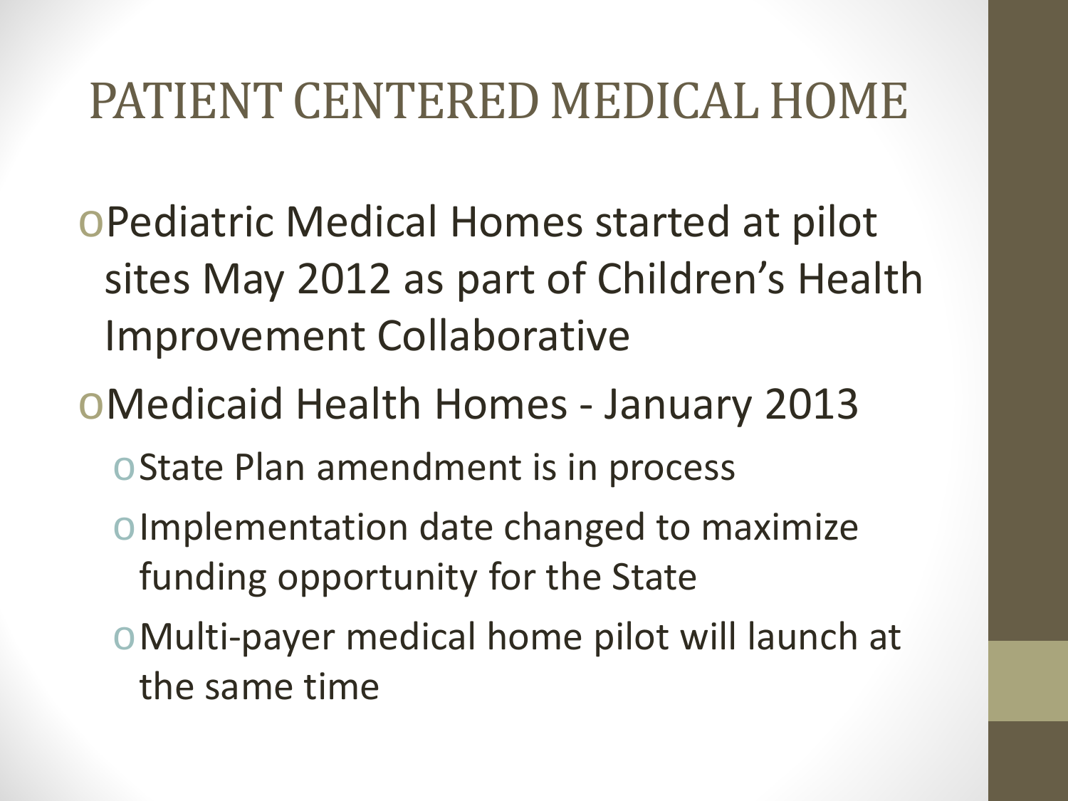# PATIENT CENTERED MEDICAL HOME

- Pediatric Medical Homes started at pilot sites May 2012 as part of Children's Health Improvement Collaborative
- Medicaid Health Homes - January 2013
  - State Plan amendment is in process
  - Implementation date changed to maximize funding opportunity for the State
  - Multi-payer medical home pilot will launch at the same time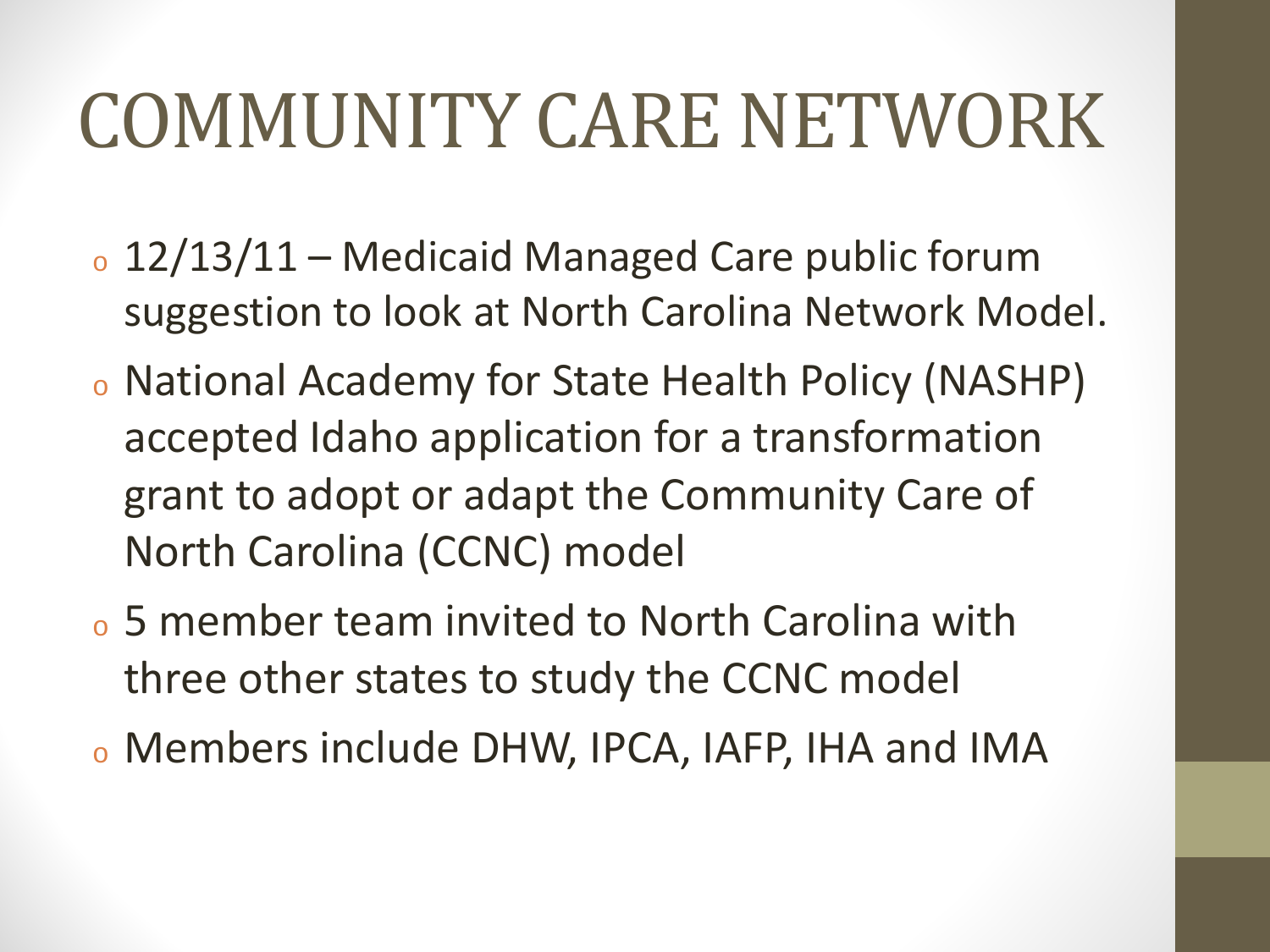# COMMUNITY CARE NETWORK

- 12/13/11 – Medicaid Managed Care public forum suggestion to look at North Carolina Network Model.
- National Academy for State Health Policy (NASHP) accepted Idaho application for a transformation grant to adopt or adapt the Community Care of North Carolina (CCNC) model
- 5 member team invited to North Carolina with three other states to study the CCNC model
- Members include DHW, IPCA, IAFP, IHA and IMA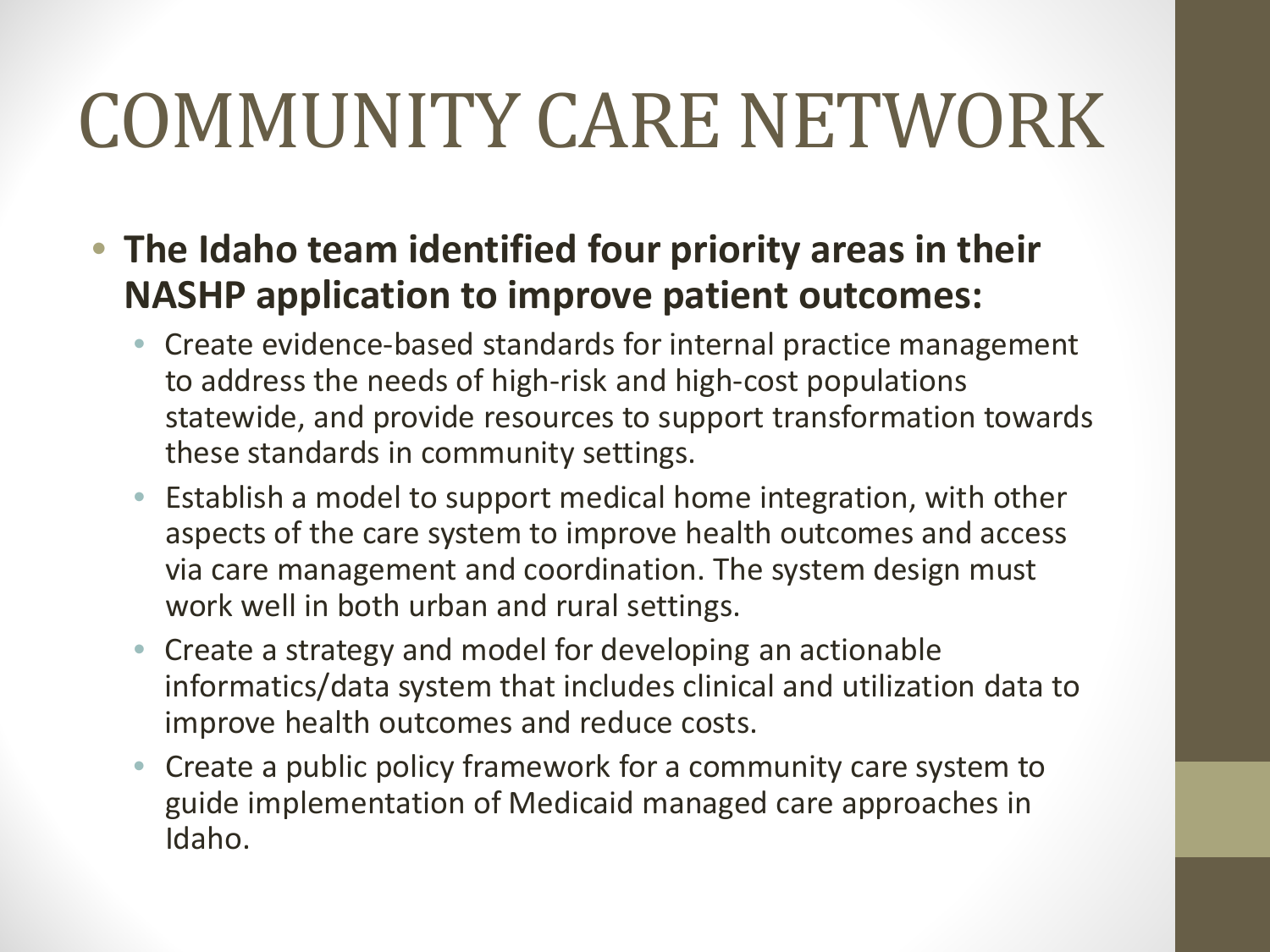# COMMUNITY CARE NETWORK

- **The Idaho team identified four priority areas in their NASHP application to improve patient outcomes:**
  - Create evidence-based standards for internal practice management to address the needs of high-risk and high-cost populations statewide, and provide resources to support transformation towards these standards in community settings.
  - Establish a model to support medical home integration, with other aspects of the care system to improve health outcomes and access via care management and coordination. The system design must work well in both urban and rural settings.
  - Create a strategy and model for developing an actionable informatics/data system that includes clinical and utilization data to improve health outcomes and reduce costs.
  - Create a public policy framework for a community care system to guide implementation of Medicaid managed care approaches in Idaho.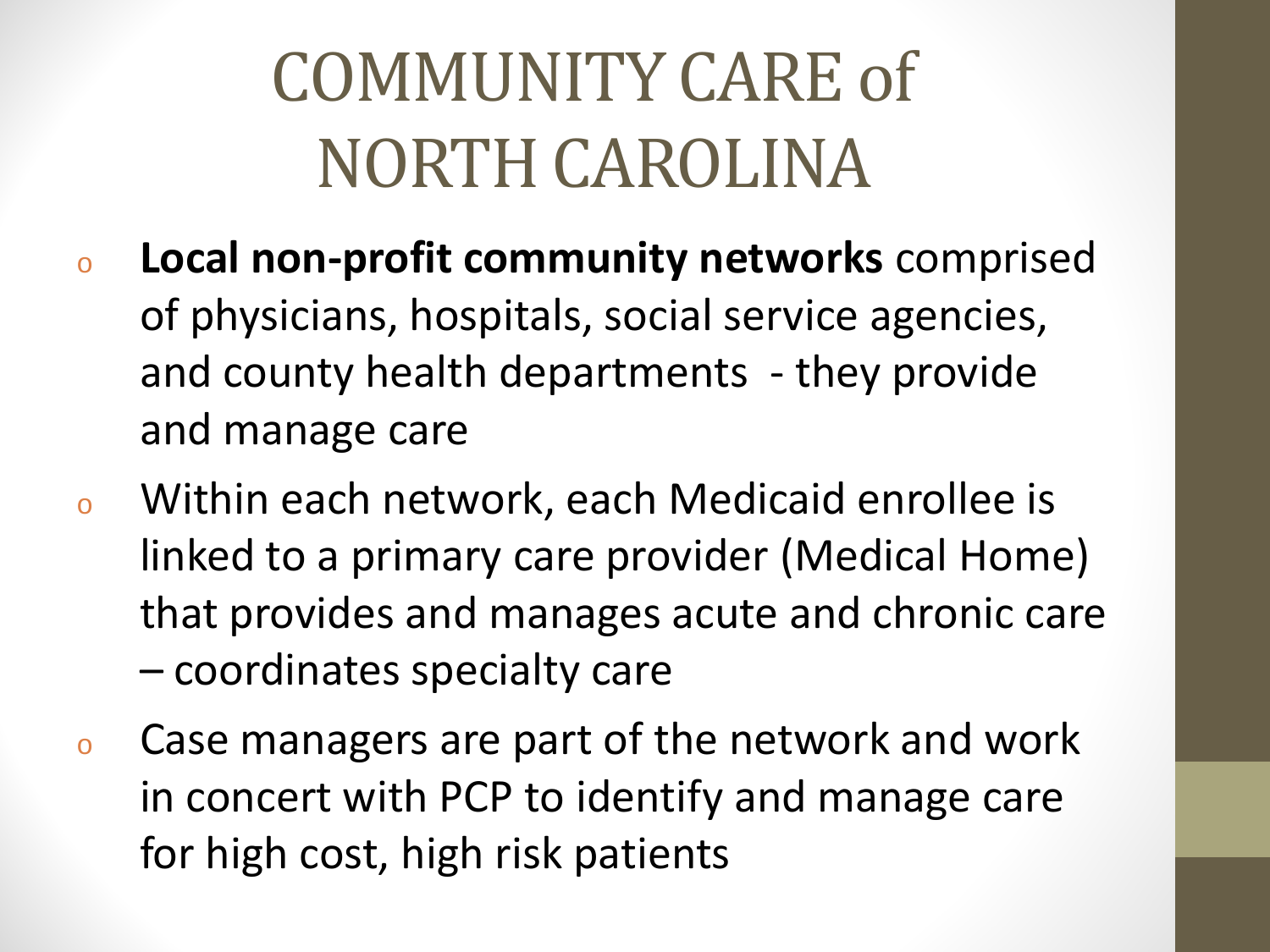# COMMUNITY CARE of NORTH CAROLINA

- **Local non-profit community networks** comprised of physicians, hospitals, social service agencies, and county health departments - they provide and manage care
- Within each network, each Medicaid enrollee is linked to a primary care provider (Medical Home) that provides and manages acute and chronic care – coordinates specialty care
- Case managers are part of the network and work in concert with PCP to identify and manage care for high cost, high risk patients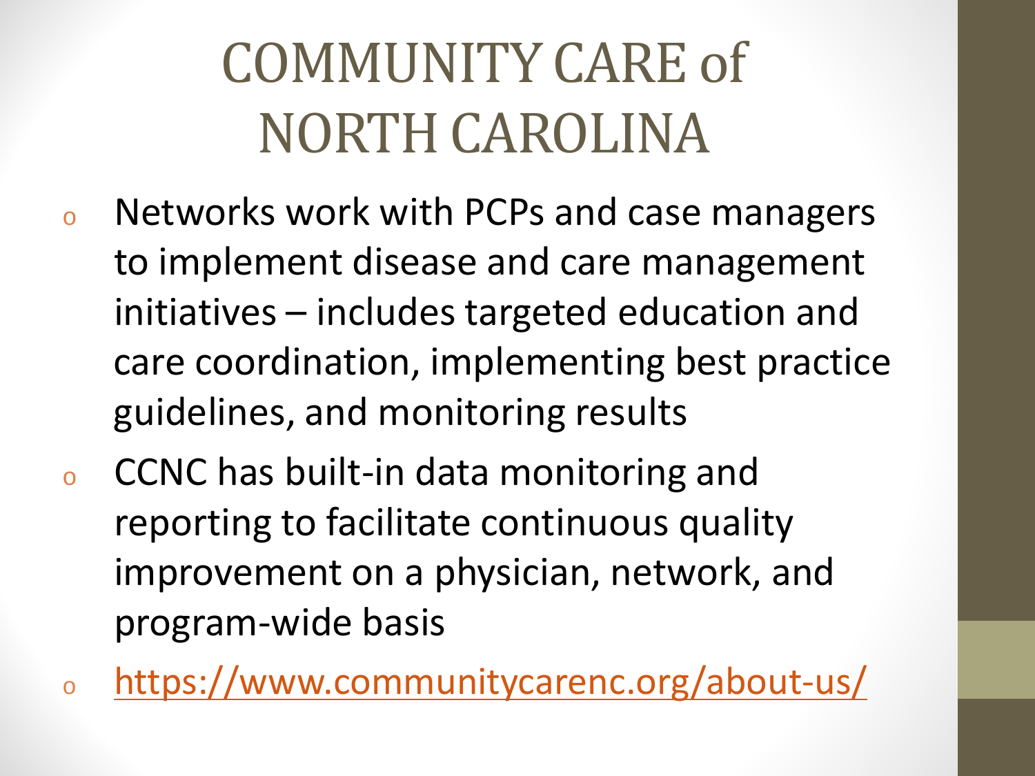# COMMUNITY CARE of NORTH CAROLINA

- Networks work with PCPs and case managers to implement disease and care management initiatives – includes targeted education and care coordination, implementing best practice guidelines, and monitoring results
- CCNC has built-in data monitoring and reporting to facilitate continuous quality improvement on a physician, network, and program-wide basis
- https://www.communitycarenc.org/about-us/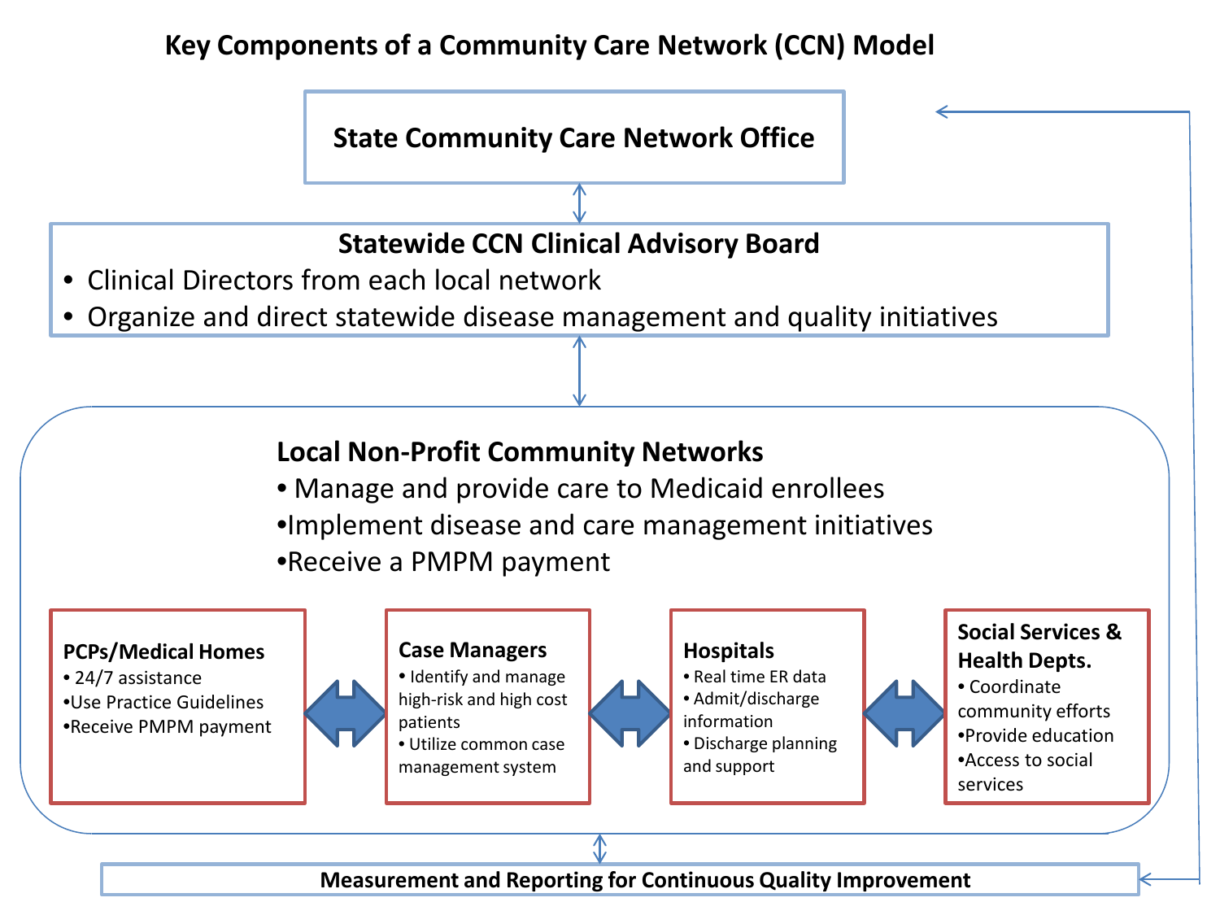# Key Components of a Community Care Network (CCN) Model

## State Community Care Network Office

## Statewide CCN Clinical Advisory Board

- Clinical Directors from each local network
- Organize and direct statewide disease management and quality initiatives

## Local Non-Profit Community Networks

- Manage and provide care to Medicaid enrollees
- Implement disease and care management initiatives
- Receive a PMPM payment

**PCPs/Medical Homes**

- 24/7 assistance
- Use Practice Guidelines
- Receive PMPM payment

**Case Managers**

- Identify and manage high-risk and high cost patients
- Utilize common case management system

**Hospitals**

- Real time ER data
- Admit/discharge information
- Discharge planning and support

**Social Services & Health Depts.**

- Coordinate community efforts
- Provide education
- Access to social services

**Measurement and Reporting for Continuous Quality Improvement**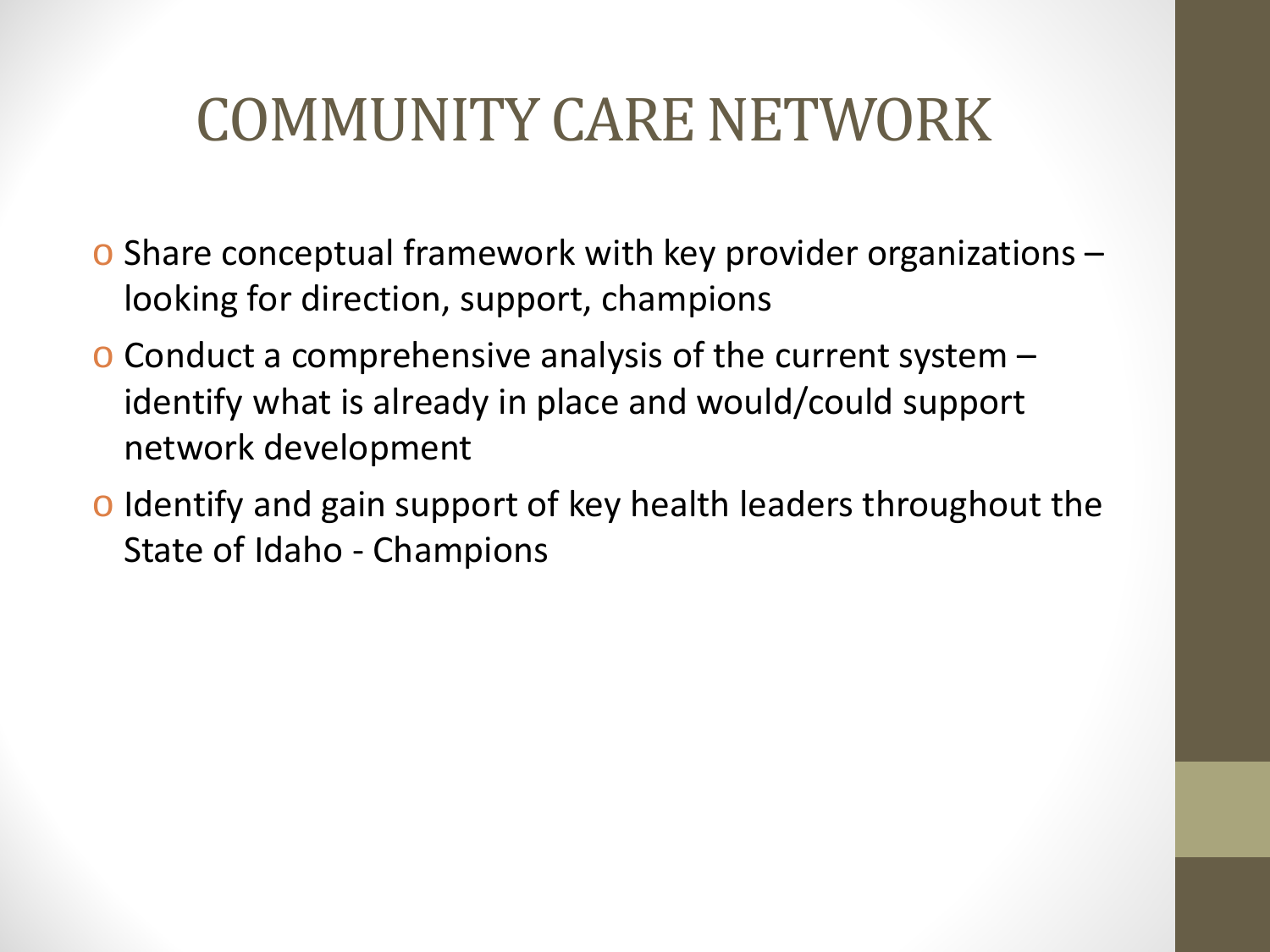# COMMUNITY CARE NETWORK

- Share conceptual framework with key provider organizations – looking for direction, support, champions
- Conduct a comprehensive analysis of the current system – identify what is already in place and would/could support network development
- Identify and gain support of key health leaders throughout the State of Idaho - Champions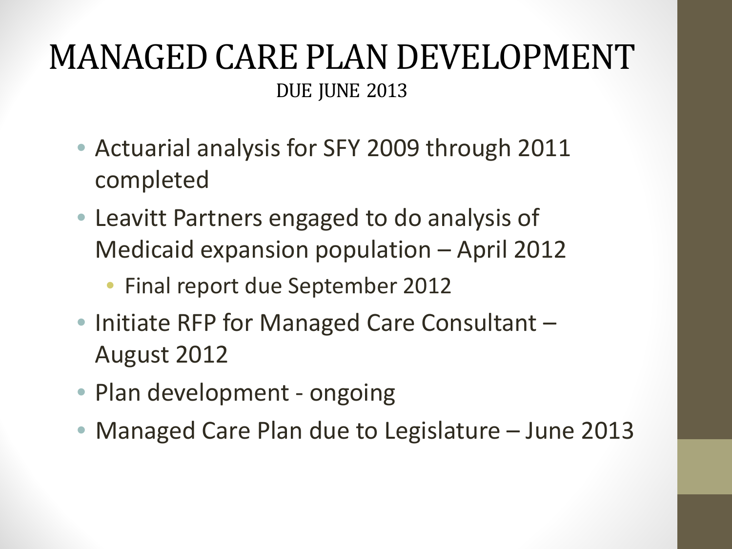# MANAGED CARE PLAN DEVELOPMENT

DUE JUNE 2013

- Actuarial analysis for SFY 2009 through 2011 completed
- Leavitt Partners engaged to do analysis of Medicaid expansion population – April 2012
  - Final report due September 2012
- Initiate RFP for Managed Care Consultant – August 2012
- Plan development - ongoing
- Managed Care Plan due to Legislature – June 2013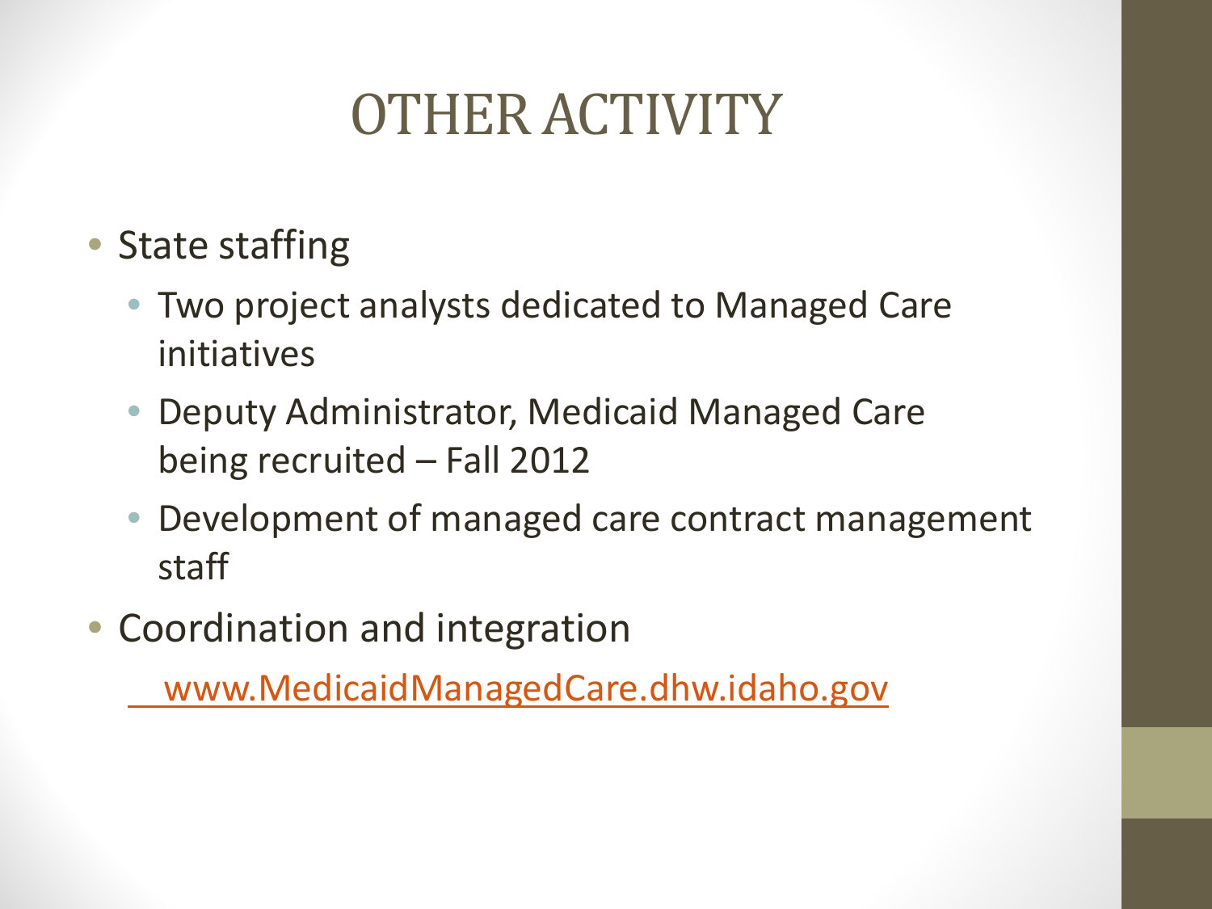# OTHER ACTIVITY

- State staffing
  - Two project analysts dedicated to Managed Care initiatives
  - Deputy Administrator, Medicaid Managed Care being recruited – Fall 2012
  - Development of managed care contract management staff
- Coordination and integration

  www.MedicaidManagedCare.dhw.idaho.gov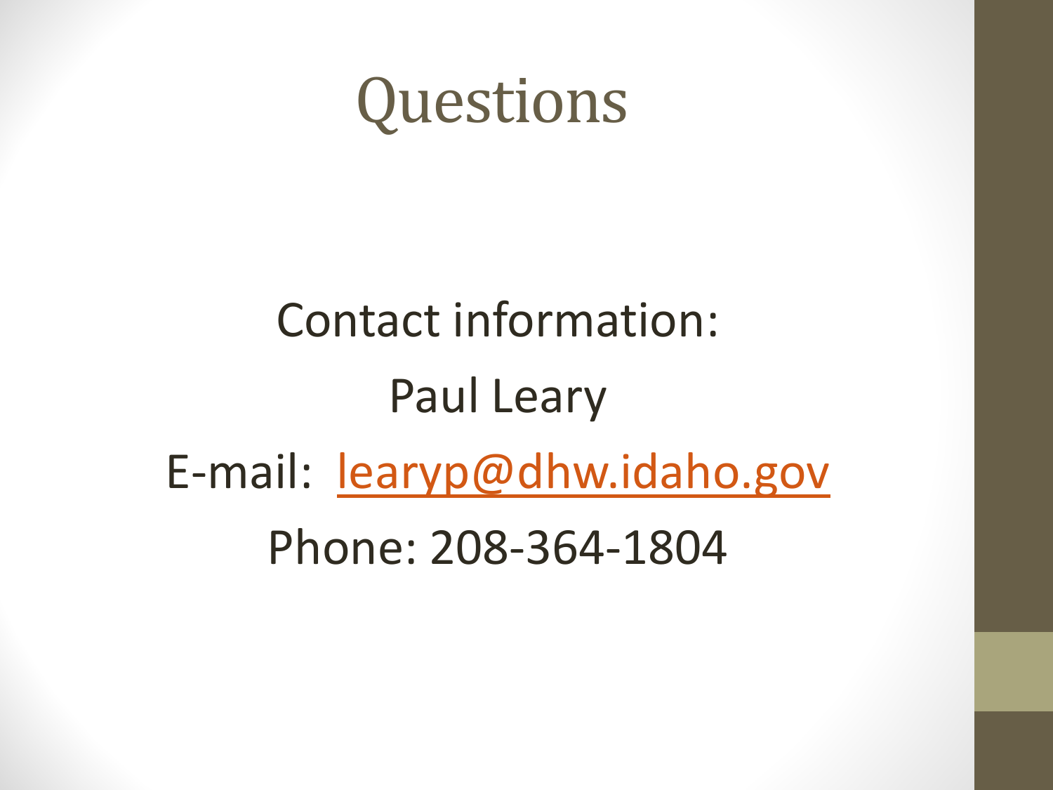# Questions

Contact information:

Paul Leary

E-mail: learyp@dhw.idaho.gov

Phone: 208-364-1804